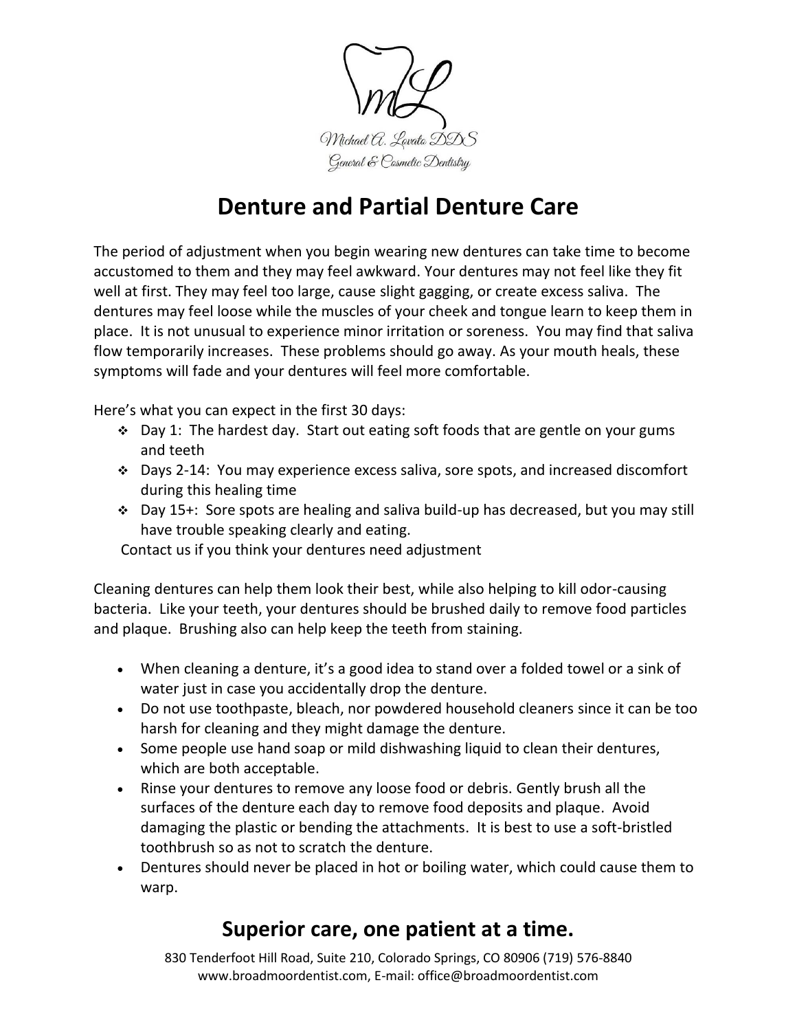Michael A. Lovato DDS
General & Cosmetic Dentistry

# Denture and Partial Denture Care

The period of adjustment when you begin wearing new dentures can take time to become accustomed to them and they may feel awkward. Your dentures may not feel like they fit well at first. They may feel too large, cause slight gagging, or create excess saliva. The dentures may feel loose while the muscles of your cheek and tongue learn to keep them in place. It is not unusual to experience minor irritation or soreness. You may find that saliva flow temporarily increases. These problems should go away. As your mouth heals, these symptoms will fade and your dentures will feel more comfortable.

Here's what you can expect in the first 30 days:

- Day 1: The hardest day. Start out eating soft foods that are gentle on your gums and teeth
- Days 2-14: You may experience excess saliva, sore spots, and increased discomfort during this healing time
- Day 15+: Sore spots are healing and saliva build-up has decreased, but you may still have trouble speaking clearly and eating.

Contact us if you think your dentures need adjustment

Cleaning dentures can help them look their best, while also helping to kill odor-causing bacteria. Like your teeth, your dentures should be brushed daily to remove food particles and plaque. Brushing also can help keep the teeth from staining.

- When cleaning a denture, it's a good idea to stand over a folded towel or a sink of water just in case you accidentally drop the denture.
- Do not use toothpaste, bleach, nor powdered household cleaners since it can be too harsh for cleaning and they might damage the denture.
- Some people use hand soap or mild dishwashing liquid to clean their dentures, which are both acceptable.
- Rinse your dentures to remove any loose food or debris. Gently brush all the surfaces of the denture each day to remove food deposits and plaque. Avoid damaging the plastic or bending the attachments. It is best to use a soft-bristled toothbrush so as not to scratch the denture.
- Dentures should never be placed in hot or boiling water, which could cause them to warp.

## Superior care, one patient at a time.

830 Tenderfoot Hill Road, Suite 210, Colorado Springs, CO 80906 (719) 576-8840
www.broadmoordentist.com, E-mail: office@broadmoordentist.com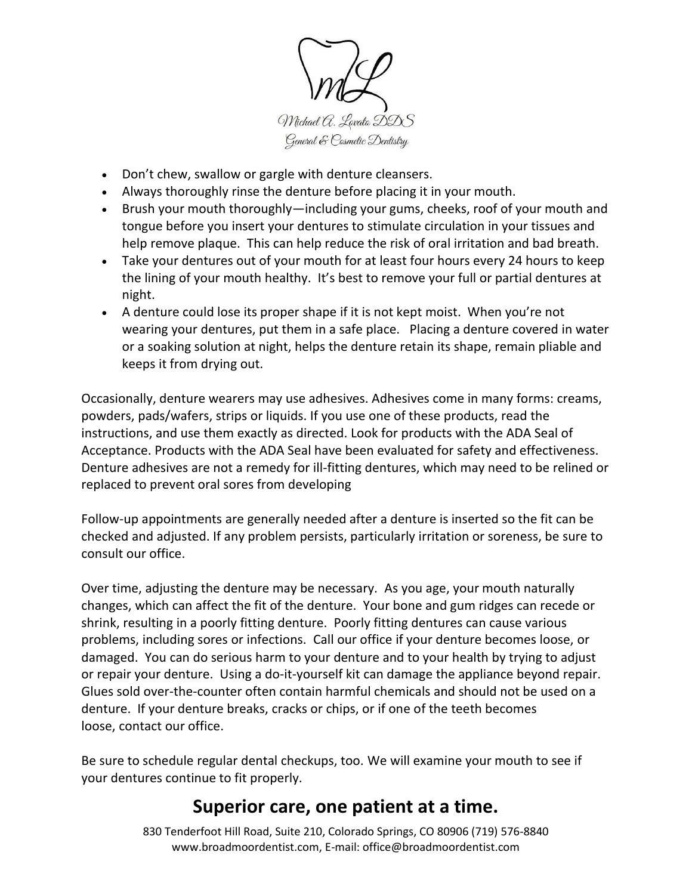Michael A. Lovato DDS
General & Cosmetic Dentistry

- Don't chew, swallow or gargle with denture cleansers.
- Always thoroughly rinse the denture before placing it in your mouth.
- Brush your mouth thoroughly—including your gums, cheeks, roof of your mouth and tongue before you insert your dentures to stimulate circulation in your tissues and help remove plaque. This can help reduce the risk of oral irritation and bad breath.
- Take your dentures out of your mouth for at least four hours every 24 hours to keep the lining of your mouth healthy. It's best to remove your full or partial dentures at night.
- A denture could lose its proper shape if it is not kept moist. When you're not wearing your dentures, put them in a safe place. Placing a denture covered in water or a soaking solution at night, helps the denture retain its shape, remain pliable and keeps it from drying out.

Occasionally, denture wearers may use adhesives. Adhesives come in many forms: creams, powders, pads/wafers, strips or liquids. If you use one of these products, read the instructions, and use them exactly as directed. Look for products with the ADA Seal of Acceptance. Products with the ADA Seal have been evaluated for safety and effectiveness. Denture adhesives are not a remedy for ill-fitting dentures, which may need to be relined or replaced to prevent oral sores from developing

Follow-up appointments are generally needed after a denture is inserted so the fit can be checked and adjusted. If any problem persists, particularly irritation or soreness, be sure to consult our office.

Over time, adjusting the denture may be necessary. As you age, your mouth naturally changes, which can affect the fit of the denture. Your bone and gum ridges can recede or shrink, resulting in a poorly fitting denture. Poorly fitting dentures can cause various problems, including sores or infections. Call our office if your denture becomes loose, or damaged. You can do serious harm to your denture and to your health by trying to adjust or repair your denture. Using a do-it-yourself kit can damage the appliance beyond repair. Glues sold over-the-counter often contain harmful chemicals and should not be used on a denture. If your denture breaks, cracks or chips, or if one of the teeth becomes loose, contact our office.

Be sure to schedule regular dental checkups, too. We will examine your mouth to see if your dentures continue to fit properly.

## Superior care, one patient at a time.

830 Tenderfoot Hill Road, Suite 210, Colorado Springs, CO 80906 (719) 576-8840
www.broadmoordentist.com, E-mail: office@broadmoordentist.com